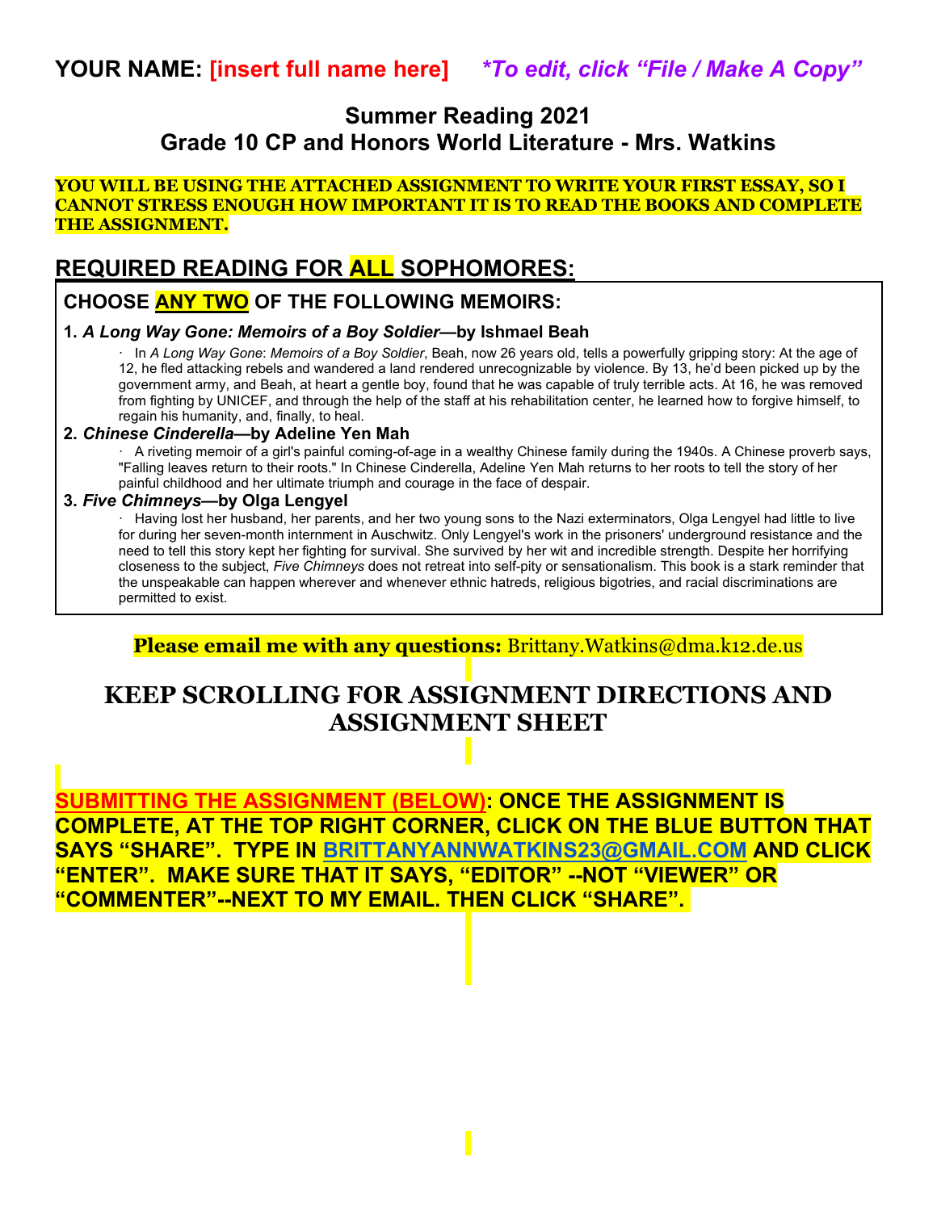**YOUR NAME: [insert full name here]** ***To edit, click "File / Make A Copy"***

## Summer Reading 2021
## Grade 10 CP and Honors World Literature - Mrs. Watkins

**YOU WILL BE USING THE ATTACHED ASSIGNMENT TO WRITE YOUR FIRST ESSAY, SO I CANNOT STRESS ENOUGH HOW IMPORTANT IT IS TO READ THE BOOKS AND COMPLETE THE ASSIGNMENT.**

## REQUIRED READING FOR ALL SOPHOMORES:

### CHOOSE ANY TWO OF THE FOLLOWING MEMOIRS:

**1. *A Long Way Gone: Memoirs of a Boy Soldier*—by Ishmael Beah**

- In *A Long Way Gone*: *Memoirs of a Boy Soldier*, Beah, now 26 years old, tells a powerfully gripping story: At the age of 12, he fled attacking rebels and wandered a land rendered unrecognizable by violence. By 13, he'd been picked up by the government army, and Beah, at heart a gentle boy, found that he was capable of truly terrible acts. At 16, he was removed from fighting by UNICEF, and through the help of the staff at his rehabilitation center, he learned how to forgive himself, to regain his humanity, and, finally, to heal.

**2. *Chinese Cinderella*—by Adeline Yen Mah**

- A riveting memoir of a girl's painful coming-of-age in a wealthy Chinese family during the 1940s. A Chinese proverb says, "Falling leaves return to their roots." In Chinese Cinderella, Adeline Yen Mah returns to her roots to tell the story of her painful childhood and her ultimate triumph and courage in the face of despair.

**3. *Five Chimneys*—by Olga Lengyel**

- Having lost her husband, her parents, and her two young sons to the Nazi exterminators, Olga Lengyel had little to live for during her seven-month internment in Auschwitz. Only Lengyel's work in the prisoners' underground resistance and the need to tell this story kept her fighting for survival. She survived by her wit and incredible strength. Despite her horrifying closeness to the subject, *Five Chimneys* does not retreat into self-pity or sensationalism. This book is a stark reminder that the unspeakable can happen wherever and whenever ethnic hatreds, religious bigotries, and racial discriminations are permitted to exist.

**Please email me with any questions:** Brittany.Watkins@dma.k12.de.us

## KEEP SCROLLING FOR ASSIGNMENT DIRECTIONS AND ASSIGNMENT SHEET

**SUBMITTING THE ASSIGNMENT (BELOW): ONCE THE ASSIGNMENT IS COMPLETE, AT THE TOP RIGHT CORNER, CLICK ON THE BLUE BUTTON THAT SAYS "SHARE". TYPE IN BRITTANYANNWATKINS23@GMAIL.COM AND CLICK "ENTER". MAKE SURE THAT IT SAYS, "EDITOR" --NOT "VIEWER" OR "COMMENTER"--NEXT TO MY EMAIL. THEN CLICK "SHARE".**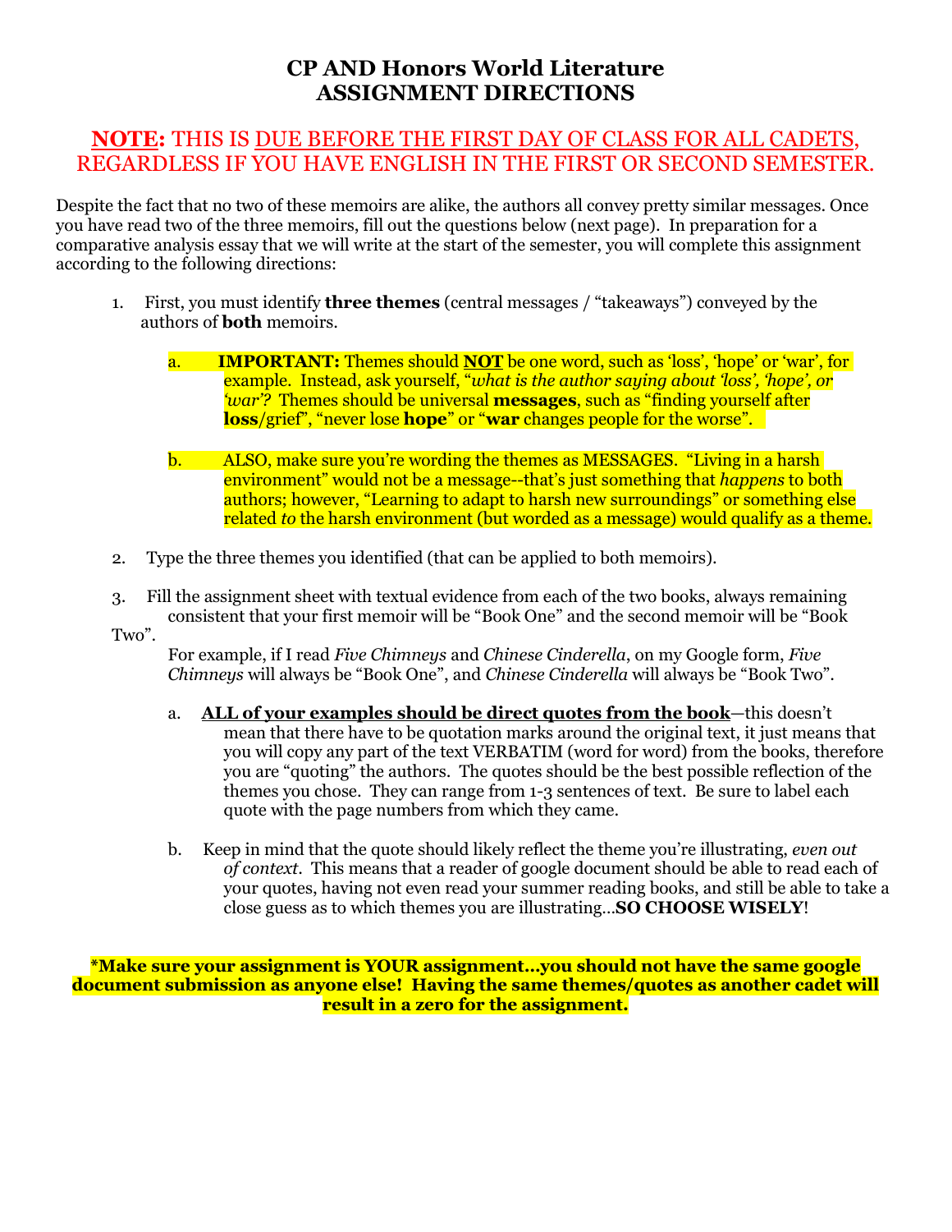# CP AND Honors World Literature
# ASSIGNMENT DIRECTIONS

## **NOTE:** THIS IS DUE BEFORE THE FIRST DAY OF CLASS FOR ALL CADETS, REGARDLESS IF YOU HAVE ENGLISH IN THE FIRST OR SECOND SEMESTER.

Despite the fact that no two of these memoirs are alike, the authors all convey pretty similar messages. Once you have read two of the three memoirs, fill out the questions below (next page). In preparation for a comparative analysis essay that we will write at the start of the semester, you will complete this assignment according to the following directions:

1. First, you must identify **three themes** (central messages / "takeaways") conveyed by the authors of **both** memoirs.

   a. **IMPORTANT:** Themes should **NOT** be one word, such as 'loss', 'hope' or 'war', for example. Instead, ask yourself, "*what is the author saying about 'loss', 'hope', or 'war'?* Themes should be universal **messages**, such as "finding yourself after **loss**/grief", "never lose **hope**" or "**war** changes people for the worse".

   b. ALSO, make sure you're wording the themes as MESSAGES. "Living in a harsh environment" would not be a message--that's just something that *happens* to both authors; however, "Learning to adapt to harsh new surroundings" or something else related *to* the harsh environment (but worded as a message) would qualify as a theme.

2. Type the three themes you identified (that can be applied to both memoirs).

3. Fill the assignment sheet with textual evidence from each of the two books, always remaining consistent that your first memoir will be "Book One" and the second memoir will be "Book Two".

   For example, if I read *Five Chimneys* and *Chinese Cinderella*, on my Google form, *Five Chimneys* will always be "Book One", and *Chinese Cinderella* will always be "Book Two".

   a. **ALL of your examples should be direct quotes from the book**—this doesn't mean that there have to be quotation marks around the original text, it just means that you will copy any part of the text VERBATIM (word for word) from the books, therefore you are "quoting" the authors. The quotes should be the best possible reflection of the themes you chose. They can range from 1-3 sentences of text. Be sure to label each quote with the page numbers from which they came.

   b. Keep in mind that the quote should likely reflect the theme you're illustrating, *even out of context*. This means that a reader of google document should be able to read each of your quotes, having not even read your summer reading books, and still be able to take a close guess as to which themes you are illustrating...**SO CHOOSE WISELY**!

**\*Make sure your assignment is YOUR assignment...you should not have the same google document submission as anyone else! Having the same themes/quotes as another cadet will result in a zero for the assignment.**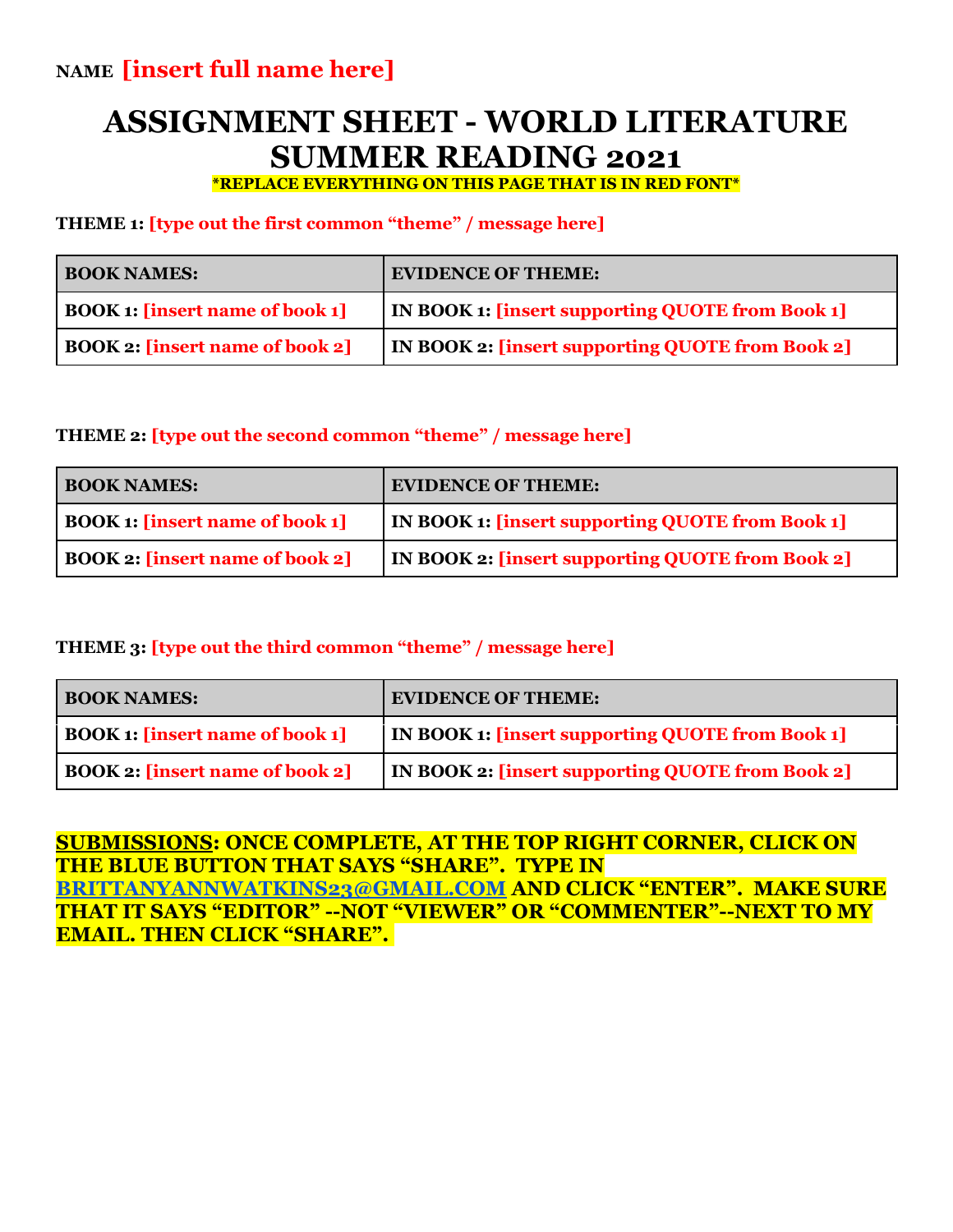**NAME [insert full name here]**

# ASSIGNMENT SHEET - WORLD LITERATURE SUMMER READING 2021

**\*REPLACE EVERYTHING ON THIS PAGE THAT IS IN RED FONT\***

**THEME 1: [type out the first common "theme" / message here]**

| BOOK NAMES: | EVIDENCE OF THEME: |
|---|---|
| **BOOK 1: [insert name of book 1]** | **IN BOOK 1: [insert supporting QUOTE from Book 1]** |
| **BOOK 2: [insert name of book 2]** | **IN BOOK 2: [insert supporting QUOTE from Book 2]** |

**THEME 2: [type out the second common "theme" / message here]**

| BOOK NAMES: | EVIDENCE OF THEME: |
|---|---|
| **BOOK 1: [insert name of book 1]** | **IN BOOK 1: [insert supporting QUOTE from Book 1]** |
| **BOOK 2: [insert name of book 2]** | **IN BOOK 2: [insert supporting QUOTE from Book 2]** |

**THEME 3: [type out the third common "theme" / message here]**

| BOOK NAMES: | EVIDENCE OF THEME: |
|---|---|
| **BOOK 1: [insert name of book 1]** | **IN BOOK 1: [insert supporting QUOTE from Book 1]** |
| **BOOK 2: [insert name of book 2]** | **IN BOOK 2: [insert supporting QUOTE from Book 2]** |

**SUBMISSIONS: ONCE COMPLETE, AT THE TOP RIGHT CORNER, CLICK ON THE BLUE BUTTON THAT SAYS "SHARE". TYPE IN BRITTANYANNWATKINS23@GMAIL.COM AND CLICK "ENTER". MAKE SURE THAT IT SAYS "EDITOR" --NOT "VIEWER" OR "COMMENTER"--NEXT TO MY EMAIL. THEN CLICK "SHARE".**